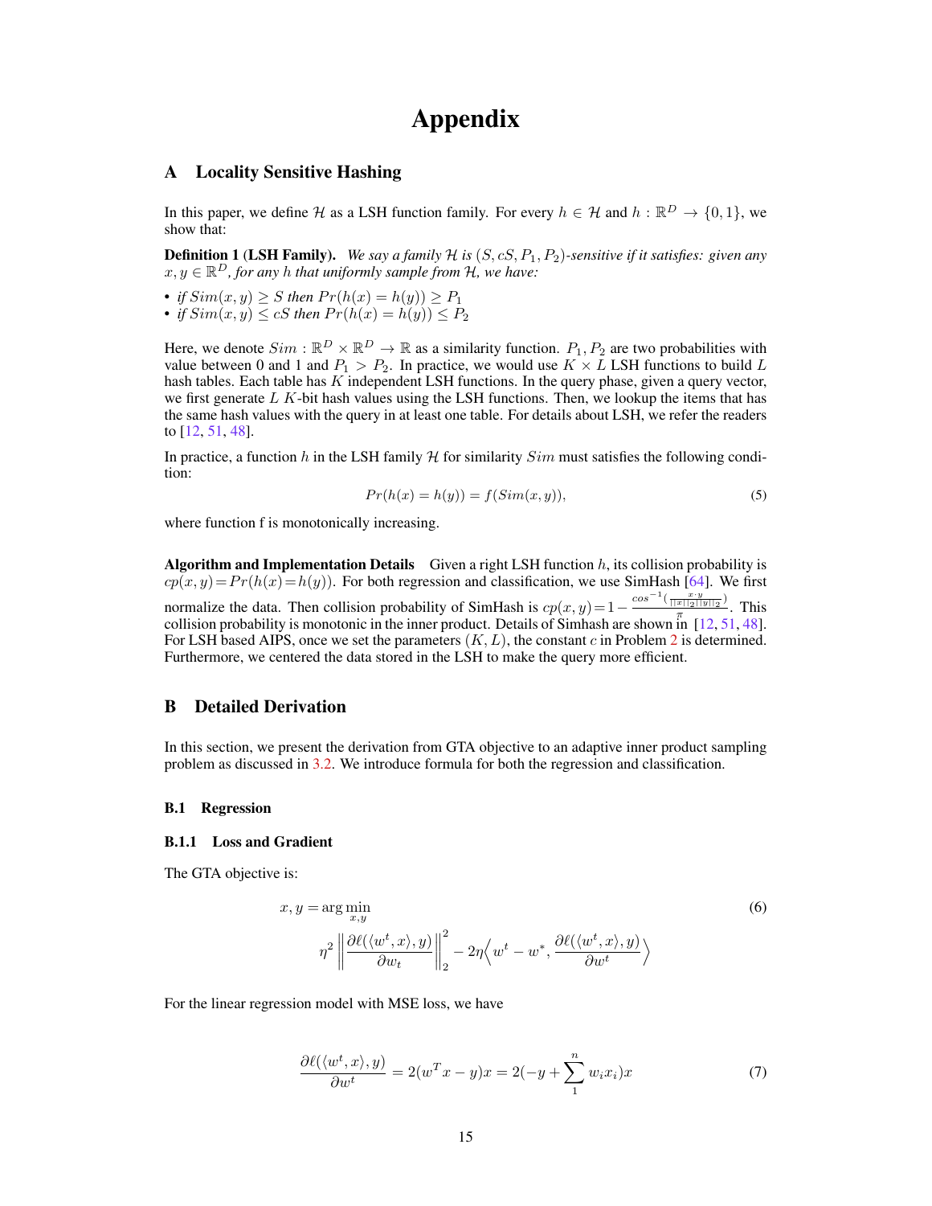# Appendix

## A Locality Sensitive Hashing

In this paper, we define $\mathcal{H}$ as a LSH function family. For every $h \in \mathcal{H}$ and $h : \mathbb{R}^D \to \{0, 1\}$, we show that:

**Definition 1 (LSH Family).** *We say a family $\mathcal{H}$ is $(S, cS, P_1, P_2)$-sensitive if it satisfies: given any $x, y \in \mathbb{R}^D$, for any $h$ that uniformly sample from $\mathcal{H}$, we have:*

- *if $Sim(x, y) \geq S$ then $Pr(h(x) = h(y)) \geq P_1$*
- *if $Sim(x, y) \leq cS$ then $Pr(h(x) = h(y)) \leq P_2$*

Here, we denote $Sim : \mathbb{R}^D \times \mathbb{R}^D \to \mathbb{R}$ as a similarity function. $P_1, P_2$ are two probabilities with value between 0 and 1 and $P_1 > P_2$. In practice, we would use $K \times L$ LSH functions to build $L$ hash tables. Each table has $K$ independent LSH functions. In the query phase, given a query vector, we first generate $L$ $K$-bit hash values using the LSH functions. Then, we lookup the items that has the same hash values with the query in at least one table. For details about LSH, we refer the readers to [12, 51, 48].

In practice, a function $h$ in the LSH family $\mathcal{H}$ for similarity $Sim$ must satisfies the following condition:

$$Pr(h(x) = h(y)) = f(Sim(x, y)), \tag{5}$$

where function f is monotonically increasing.

**Algorithm and Implementation Details** Given a right LSH function $h$, its collision probability is $cp(x, y) = Pr(h(x) = h(y))$. For both regression and classification, we use SimHash [64]. We first normalize the data. Then collision probability of SimHash is $cp(x, y) = 1 - \frac{cos^{-1}(\frac{x \cdot y}{||x||_2||y||_2})}{\pi}$. This collision probability is monotonic in the inner product. Details of Simhash are shown in [12, 51, 48]. For LSH based AIPS, once we set the parameters $(K, L)$, the constant $c$ in Problem 2 is determined. Furthermore, we centered the data stored in the LSH to make the query more efficient.

## B Detailed Derivation

In this section, we present the derivation from GTA objective to an adaptive inner product sampling problem as discussed in 3.2. We introduce formula for both the regression and classification.

### B.1 Regression

#### B.1.1 Loss and Gradient

The GTA objective is:

$$x, y = \arg\min_{x,y} \tag{6}$$
$$\eta^2 \left\| \frac{\partial \ell(\langle w^t, x \rangle, y)}{\partial w_t} \right\|_2^2 - 2\eta \left\langle w^t - w^*, \frac{\partial \ell(\langle w^t, x \rangle, y)}{\partial w^t} \right\rangle$$

For the linear regression model with MSE loss, we have

$$\frac{\partial \ell(\langle w^t, x \rangle, y)}{\partial w^t} = 2(w^T x - y)x = 2(-y + \sum_1^n w_i x_i)x \tag{7}$$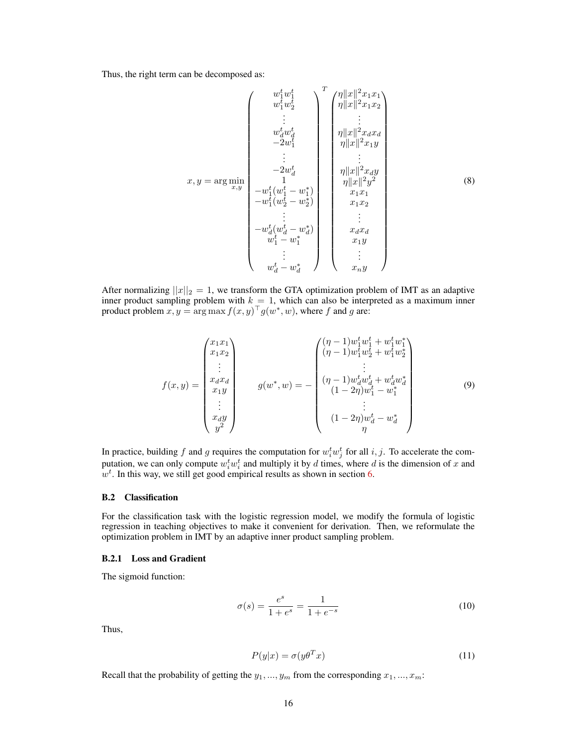Thus, the right term can be decomposed as:

$$
x, y = \arg\min_{x,y} \begin{pmatrix} w_1^t w_1^t \\ w_1^t w_2^t \\ \vdots \\ w_d^t w_d^t \\ -2w_1^t \\ \vdots \\ -2w_d^t \\ 1 \\ -w_1^t(w_1^t - w_1^*) \\ -w_1^t(w_2^t - w_2^*) \\ \vdots \\ -w_d^t(w_d^t - w_d^*) \\ w_1^t - w_1^* \\ \vdots \\ w_d^t - w_d^* \end{pmatrix}^T \begin{pmatrix} \eta\|x\|^2 x_1 x_1 \\ \eta\|x\|^2 x_1 x_2 \\ \vdots \\ \eta\|x\|^2 x_d x_d \\ \eta\|x\|^2 x_1 y \\ \vdots \\ \eta\|x\|^2 x_d y \\ \eta\|x\|^2 y^2 \\ x_1 x_1 \\ x_1 x_2 \\ \vdots \\ x_d x_d \\ x_1 y \\ \vdots \\ x_n y \end{pmatrix} \tag{8}
$$

After normalizing $||x||_2 = 1$, we transform the GTA optimization problem of IMT as an adaptive inner product sampling problem with $k = 1$, which can also be interpreted as a maximum inner product problem $x, y = \arg\max f(x, y)^\top g(w^*, w)$, where $f$ and $g$ are:

$$
f(x, y) = \begin{pmatrix} x_1 x_1 \\ x_1 x_2 \\ \vdots \\ x_d x_d \\ x_1 y \\ \vdots \\ x_d y \\ y^2 \end{pmatrix} \qquad g(w^*, w) = -\begin{pmatrix} (\eta - 1)w_1^t w_1^t + w_1^t w_1^* \\ (\eta - 1)w_1^t w_2^t + w_1^t w_2^* \\ \vdots \\ (\eta - 1)w_d^t w_d^t + w_d^t w_d^* \\ (1 - 2\eta)w_1^t - w_1^* \\ \vdots \\ (1 - 2\eta)w_d^t - w_d^* \\ \eta \end{pmatrix} \tag{9}
$$

In practice, building $f$ and $g$ requires the computation for $w_i^t w_j^t$ for all $i, j$. To accelerate the computation, we can only compute $w_i^t w_i^t$ and multiply it by $d$ times, where $d$ is the dimension of $x$ and $w^t$. In this way, we still get good empirical results as shown in section 6.

### B.2 Classification

For the classification task with the logistic regression model, we modify the formula of logistic regression in teaching objectives to make it convenient for derivation. Then, we reformulate the optimization problem in IMT by an adaptive inner product sampling problem.

#### B.2.1 Loss and Gradient

The sigmoid function:

$$
\sigma(s) = \frac{e^s}{1 + e^s} = \frac{1}{1 + e^{-s}} \tag{10}
$$

Thus,

$$
P(y|x) = \sigma(y\theta^T x) \tag{11}
$$

Recall that the probability of getting the $y_1, ..., y_m$ from the corresponding $x_1, ..., x_m$: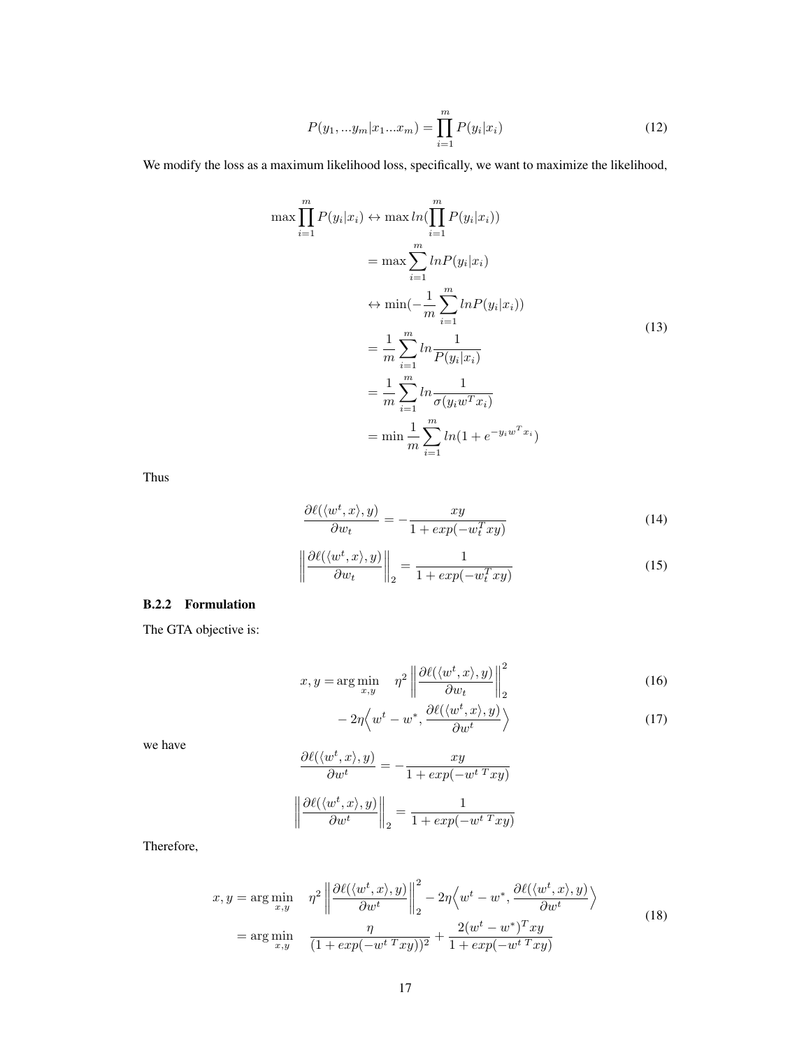$$P(y_1, ...y_m|x_1...x_m) = \prod_{i=1}^{m} P(y_i|x_i) \tag{12}$$

We modify the loss as a maximum likelihood loss, specifically, we want to maximize the likelihood,

$$\begin{aligned}
\max \prod_{i=1}^{m} P(y_i|x_i) &\leftrightarrow \max ln(\prod_{i=1}^{m} P(y_i|x_i)) \\
&= \max \sum_{i=1}^{m} lnP(y_i|x_i) \\
&\leftrightarrow \min(-\frac{1}{m}\sum_{i=1}^{m} lnP(y_i|x_i)) \\
&= \frac{1}{m}\sum_{i=1}^{m} ln\frac{1}{P(y_i|x_i)} \\
&= \frac{1}{m}\sum_{i=1}^{m} ln\frac{1}{\sigma(y_i w^T x_i)} \\
&= \min \frac{1}{m}\sum_{i=1}^{m} ln(1 + e^{-y_i w^T x_i})
\end{aligned} \tag{13}$$

Thus

$$\frac{\partial \ell(\langle w^t, x\rangle, y)}{\partial w_t} = -\frac{xy}{1 + exp(-w_t^T xy)} \tag{14}$$

$$\left\| \frac{\partial \ell(\langle w^t, x\rangle, y)}{\partial w_t} \right\|_2 = \frac{1}{1 + exp(-w_t^T xy)} \tag{15}$$

### B.2.2 Formulation

The GTA objective is:

$$x, y = \arg\min_{x,y} \quad \eta^2 \left\| \frac{\partial \ell(\langle w^t, x\rangle, y)}{\partial w_t} \right\|_2^2 \tag{16}$$

$$- 2\eta \Big\langle w^t - w^*, \frac{\partial \ell(\langle w^t, x\rangle, y)}{\partial w^t} \Big\rangle \tag{17}$$

we have

$$\frac{\partial \ell(\langle w^t, x\rangle, y)}{\partial w^t} = -\frac{xy}{1 + exp(-w^{t\,T} xy)}$$

$$\left\| \frac{\partial \ell(\langle w^t, x\rangle, y)}{\partial w^t} \right\|_2 = \frac{1}{1 + exp(-w^{t\,T} xy)}$$

Therefore,

$$\begin{aligned}
x, y &= \arg\min_{x,y} \quad \eta^2 \left\| \frac{\partial \ell(\langle w^t, x\rangle, y)}{\partial w^t} \right\|_2^2 - 2\eta \Big\langle w^t - w^*, \frac{\partial \ell(\langle w^t, x\rangle, y)}{\partial w^t} \Big\rangle \\
&= \arg\min_{x,y} \quad \frac{\eta}{(1 + exp(-w^{t\,T} xy))^2} + \frac{2(w^t - w^*)^T xy}{1 + exp(-w^{t\,T} xy)}
\end{aligned} \tag{18}$$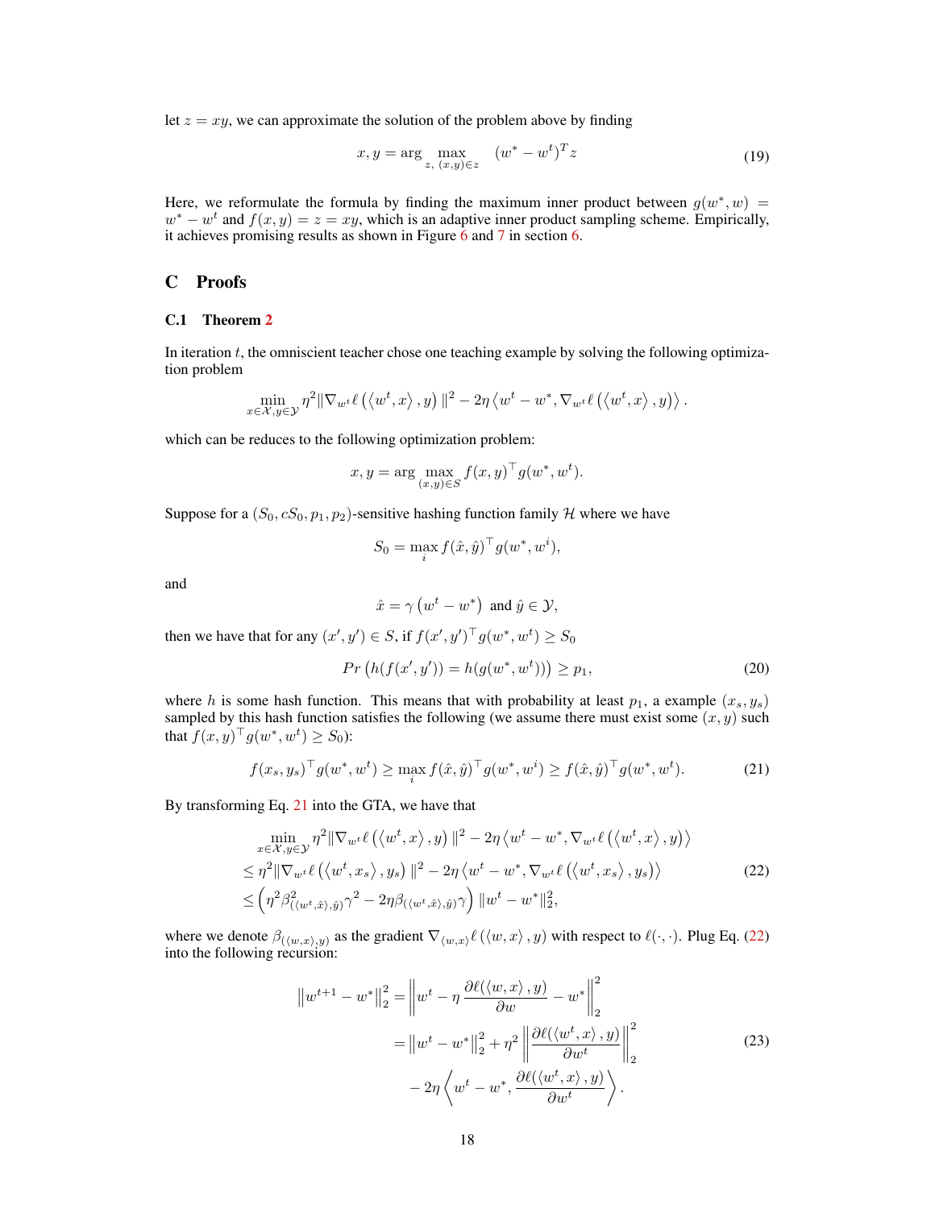let $z = xy$, we can approximate the solution of the problem above by finding

$$x, y = \arg \max_{z,\ (x,y) \in z} \quad (w^* - w^t)^T z \tag{19}$$

Here, we reformulate the formula by finding the maximum inner product between $g(w^*, w) = w^* - w^t$ and $f(x, y) = z = xy$, which is an adaptive inner product sampling scheme. Empirically, it achieves promising results as shown in Figure 6 and 7 in section 6.

# C Proofs

## C.1 Theorem 2

In iteration $t$, the omniscient teacher chose one teaching example by solving the following optimization problem

$$\min_{x \in \mathcal{X}, y \in \mathcal{Y}} \eta^2 \|\nabla_{w^t} \ell\left(\left\langle w^t, x\right\rangle, y\right)\|^2 - 2\eta \left\langle w^t - w^*, \nabla_{w^t} \ell\left(\left\langle w^t, x\right\rangle, y\right)\right\rangle.$$

which can be reduces to the following optimization problem:

$$x, y = \arg \max_{(x,y) \in S} f(x, y)^\top g(w^*, w^t).$$

Suppose for a $(S_0, cS_0, p_1, p_2)$-sensitive hashing function family $\mathcal{H}$ where we have

$$S_0 = \max_i f(\hat{x}, \hat{y})^\top g(w^*, w^i),$$

and

$$\hat{x} = \gamma\left(w^t - w^*\right) \text{ and } \hat{y} \in \mathcal{Y},$$

then we have that for any $(x', y') \in S$, if $f(x', y')^\top g(w^*, w^t) \geq S_0$

$$Pr\left(h(f(x', y')) = h(g(w^*, w^t))\right) \geq p_1, \tag{20}$$

where $h$ is some hash function. This means that with probability at least $p_1$, a example $(x_s, y_s)$ sampled by this hash function satisfies the following (we assume there must exist some $(x, y)$ such that $f(x, y)^\top g(w^*, w^t) \geq S_0$):

$$f(x_s, y_s)^\top g(w^*, w^t) \geq \max_i f(\hat{x}, \hat{y})^\top g(w^*, w^i) \geq f(\hat{x}, \hat{y})^\top g(w^*, w^t). \tag{21}$$

By transforming Eq. 21 into the GTA, we have that

$$\begin{aligned}
&\min_{x \in \mathcal{X}, y \in \mathcal{Y}} \eta^2 \|\nabla_{w^t} \ell\left(\left\langle w^t, x\right\rangle, y\right)\|^2 - 2\eta \left\langle w^t - w^*, \nabla_{w^t} \ell\left(\left\langle w^t, x\right\rangle, y\right)\right\rangle \\
&\leq \eta^2 \|\nabla_{w^t} \ell\left(\left\langle w^t, x_s\right\rangle, y_s\right)\|^2 - 2\eta \left\langle w^t - w^*, \nabla_{w^t} \ell\left(\left\langle w^t, x_s\right\rangle, y_s\right)\right\rangle \\
&\leq \left(\eta^2 \beta^2_{(\langle w^t, \hat{x}\rangle, \hat{y})} \gamma^2 - 2\eta \beta_{(\langle w^t, \hat{x}\rangle, \hat{y})} \gamma\right) \|w^t - w^*\|_2^2,
\end{aligned} \tag{22}$$

where we denote $\beta_{(\langle w, x\rangle, y)}$ as the gradient $\nabla_{\langle w, x\rangle} \ell\left(\langle w, x\rangle, y\right)$ with respect to $\ell(\cdot, \cdot)$. Plug Eq. (22) into the following recursion:

$$\begin{aligned}
\left\|w^{t+1} - w^*\right\|_2^2 &= \left\|w^t - \eta \frac{\partial \ell(\langle w, x\rangle, y)}{\partial w} - w^*\right\|_2^2 \\
&= \left\|w^t - w^*\right\|_2^2 + \eta^2 \left\|\frac{\partial \ell(\langle w^t, x\rangle, y)}{\partial w^t}\right\|_2^2 \\
&\quad - 2\eta \left\langle w^t - w^*, \frac{\partial \ell(\langle w^t, x\rangle, y)}{\partial w^t}\right\rangle.
\end{aligned} \tag{23}$$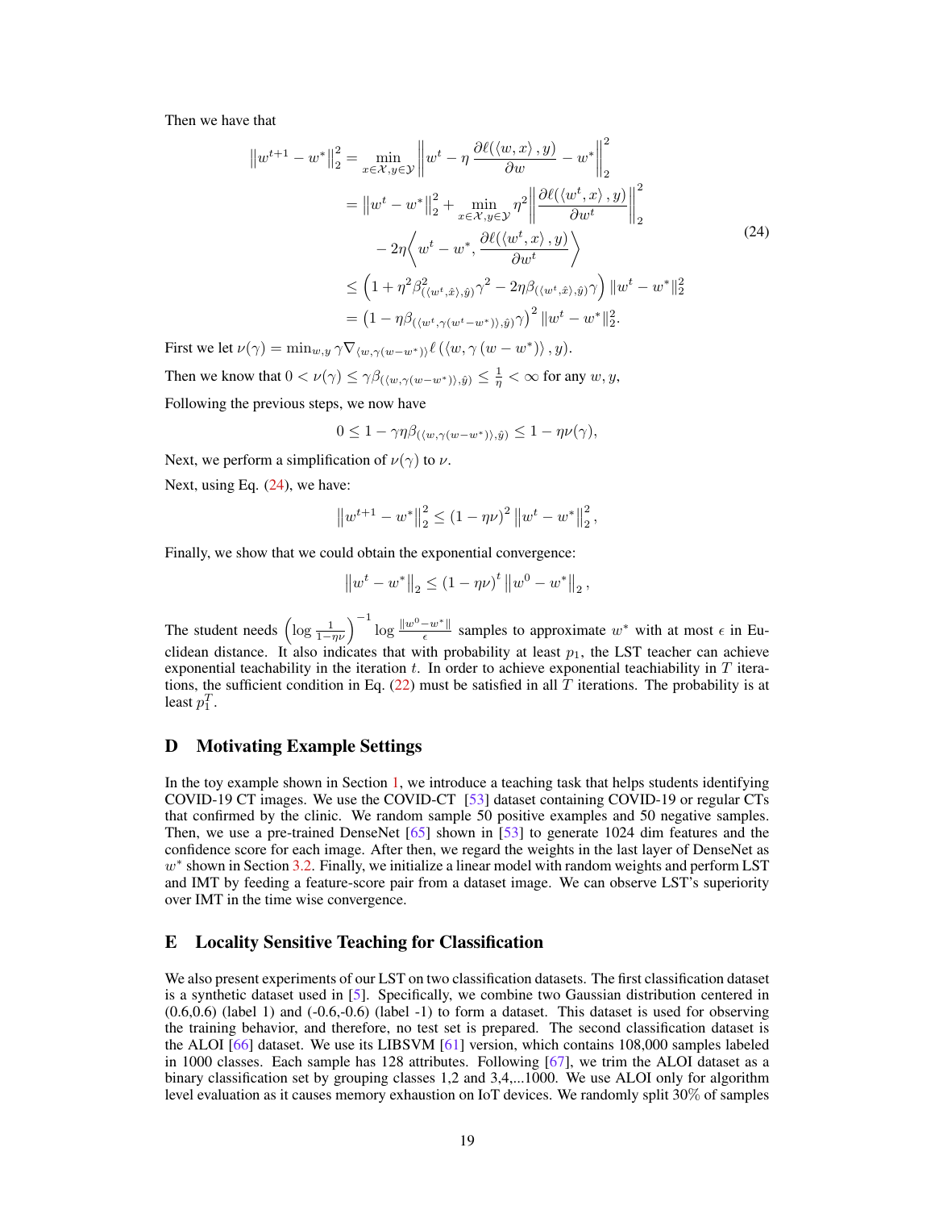Then we have that

$$
\begin{aligned}
\left\|w^{t+1}-w^*\right\|_2^2 &= \min_{x\in\mathcal{X},y\in\mathcal{Y}} \left\| w^t - \eta \frac{\partial \ell(\langle w, x\rangle, y)}{\partial w} - w^* \right\|_2^2 \\
&= \left\|w^t - w^*\right\|_2^2 + \min_{x\in\mathcal{X},y\in\mathcal{Y}} \eta^2 \left\| \frac{\partial \ell(\langle w^t, x\rangle, y)}{\partial w^t} \right\|_2^2 \\
&\quad - 2\eta \left\langle w^t - w^*, \frac{\partial \ell(\langle w^t, x\rangle, y)}{\partial w^t} \right\rangle \\
&\leq \left(1 + \eta^2 \beta^2_{(\langle w^t, \hat{x}\rangle, \hat{y})}\gamma^2 - 2\eta\beta_{(\langle w^t, \hat{x}\rangle, \hat{y})}\gamma\right) \|w^t - w^*\|_2^2 \\
&= \left(1 - \eta\beta_{(\langle w^t, \gamma(w^t - w^*)\rangle, \hat{y})}\gamma\right)^2 \|w^t - w^*\|_2^2.
\end{aligned}
\tag{24}
$$

First we let $\nu(\gamma) = \min_{w,y} \gamma \nabla_{\langle w, \gamma(w-w^*)\rangle} \ell\left(\langle w, \gamma\left(w - w^*\right)\rangle, y\right)$.

Then we know that $0 < \nu(\gamma) \leq \gamma\beta_{(\langle w, \gamma(w-w^*)\rangle, \hat{y})} \leq \frac{1}{\eta} < \infty$ for any $w, y$,

Following the previous steps, we now have

$$
0 \leq 1 - \gamma\eta\beta_{(\langle w, \gamma(w-w^*)\rangle, \hat{y})} \leq 1 - \eta\nu(\gamma),
$$

Next, we perform a simplification of $\nu(\gamma)$ to $\nu$.

Next, using Eq. (24), we have:

$$
\left\|w^{t+1} - w^*\right\|_2^2 \leq (1 - \eta\nu)^2 \left\|w^t - w^*\right\|_2^2,
$$

Finally, we show that we could obtain the exponential convergence:

$$
\left\|w^t - w^*\right\|_2 \leq (1 - \eta\nu)^t \left\|w^0 - w^*\right\|_2,
$$

The student needs $\left(\log \frac{1}{1-\eta\nu}\right)^{-1} \log \frac{\|w^0 - w^*\|}{\epsilon}$ samples to approximate $w^*$ with at most $\epsilon$ in Euclidean distance. It also indicates that with probability at least $p_1$, the LST teacher can achieve exponential teachability in the iteration $t$. In order to achieve exponential teachiability in $T$ iterations, the sufficient condition in Eq. (22) must be satisfied in all $T$ iterations. The probability is at least $p_1^T$.

## D Motivating Example Settings

In the toy example shown in Section 1, we introduce a teaching task that helps students identifying COVID-19 CT images. We use the COVID-CT [53] dataset containing COVID-19 or regular CTs that confirmed by the clinic. We random sample 50 positive examples and 50 negative samples. Then, we use a pre-trained DenseNet [65] shown in [53] to generate 1024 dim features and the confidence score for each image. After then, we regard the weights in the last layer of DenseNet as $w^*$ shown in Section 3.2. Finally, we initialize a linear model with random weights and perform LST and IMT by feeding a feature-score pair from a dataset image. We can observe LST's superiority over IMT in the time wise convergence.

## E Locality Sensitive Teaching for Classification

We also present experiments of our LST on two classification datasets. The first classification dataset is a synthetic dataset used in [5]. Specifically, we combine two Gaussian distribution centered in (0.6,0.6) (label 1) and (-0.6,-0.6) (label -1) to form a dataset. This dataset is used for observing the training behavior, and therefore, no test set is prepared. The second classification dataset is the ALOI [66] dataset. We use its LIBSVM [61] version, which contains 108,000 samples labeled in 1000 classes. Each sample has 128 attributes. Following [67], we trim the ALOI dataset as a binary classification set by grouping classes 1,2 and 3,4,...1000. We use ALOI only for algorithm level evaluation as it causes memory exhaustion on IoT devices. We randomly split 30% of samples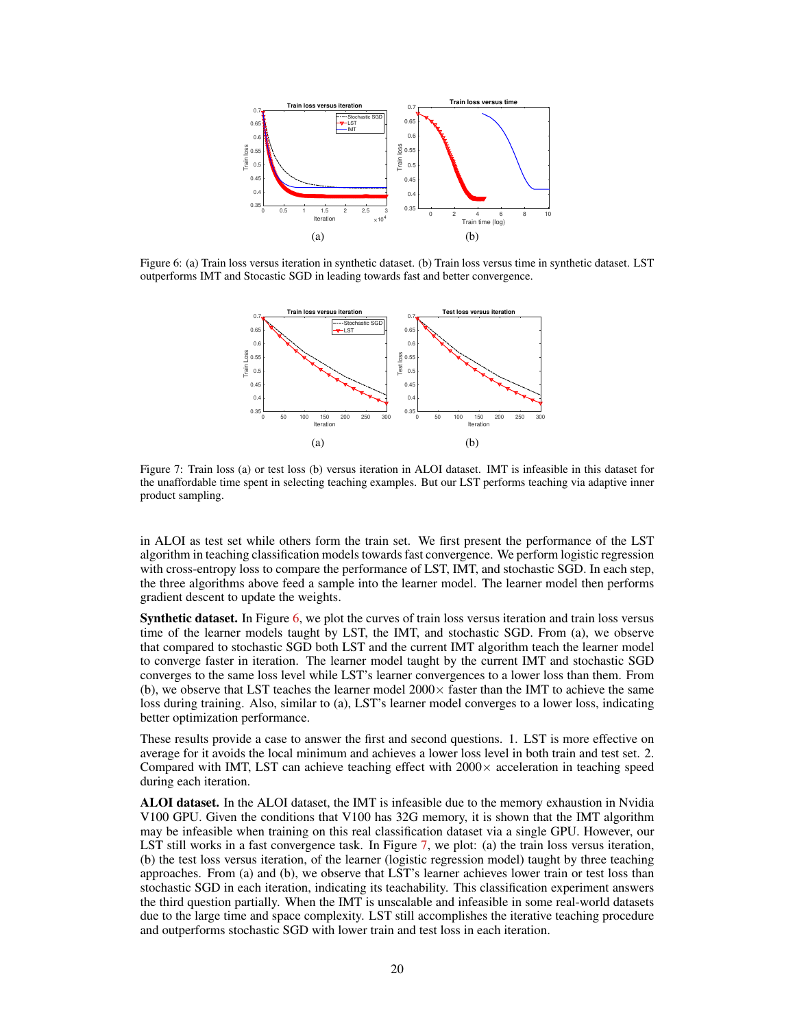(a) (b)

Figure 6: (a) Train loss versus iteration in synthetic dataset. (b) Train loss versus time in synthetic dataset. LST outperforms IMT and Stocastic SGD in leading towards fast and better convergence.

(a) (b)

Figure 7: Train loss (a) or test loss (b) versus iteration in ALOI dataset. IMT is infeasible in this dataset for the unaffordable time spent in selecting teaching examples. But our LST performs teaching via adaptive inner product sampling.

in ALOI as test set while others form the train set. We first present the performance of the LST algorithm in teaching classification models towards fast convergence. We perform logistic regression with cross-entropy loss to compare the performance of LST, IMT, and stochastic SGD. In each step, the three algorithms above feed a sample into the learner model. The learner model then performs gradient descent to update the weights.

**Synthetic dataset.** In Figure 6, we plot the curves of train loss versus iteration and train loss versus time of the learner models taught by LST, the IMT, and stochastic SGD. From (a), we observe that compared to stochastic SGD both LST and the current IMT algorithm teach the learner model to converge faster in iteration. The learner model taught by the current IMT and stochastic SGD converges to the same loss level while LST's learner convergences to a lower loss than them. From (b), we observe that LST teaches the learner model 2000× faster than the IMT to achieve the same loss during training. Also, similar to (a), LST's learner model converges to a lower loss, indicating better optimization performance.

These results provide a case to answer the first and second questions. 1. LST is more effective on average for it avoids the local minimum and achieves a lower loss level in both train and test set. 2. Compared with IMT, LST can achieve teaching effect with 2000× acceleration in teaching speed during each iteration.

**ALOI dataset.** In the ALOI dataset, the IMT is infeasible due to the memory exhaustion in Nvidia V100 GPU. Given the conditions that V100 has 32G memory, it is shown that the IMT algorithm may be infeasible when training on this real classification dataset via a single GPU. However, our LST still works in a fast convergence task. In Figure 7, we plot: (a) the train loss versus iteration, (b) the test loss versus iteration, of the learner (logistic regression model) taught by three teaching approaches. From (a) and (b), we observe that LST's learner achieves lower train or test loss than stochastic SGD in each iteration, indicating its teachability. This classification experiment answers the third question partially. When the IMT is unscalable and infeasible in some real-world datasets due to the large time and space complexity. LST still accomplishes the iterative teaching procedure and outperforms stochastic SGD with lower train and test loss in each iteration.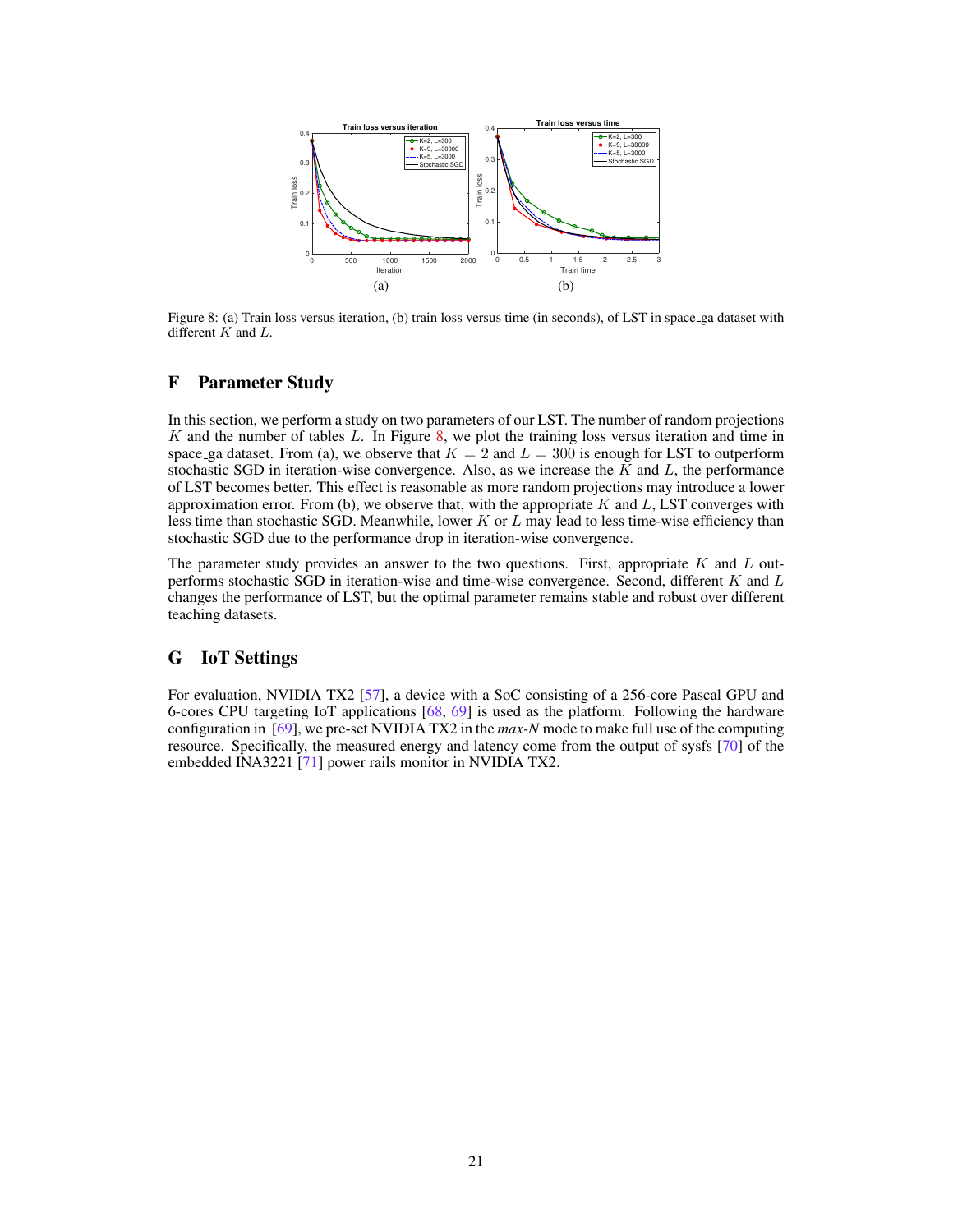Train loss versus iteration

Train loss

0.4
0.3
0.2
0.1
0

0 500 1000 1500 2000

Iteration

K=2, L=300
K=9, L=30000
K=5, L=3000
Stochastic SGD

(a)

Train loss versus time

Train loss

0.4
0.3
0.2
0.1
0

0 0.5 1 1.5 2 2.5 3

Train time

K=2, L=300
K=9, L=30000
K=5, L=3000
Stochastic SGD

(b)

Figure 8: (a) Train loss versus iteration, (b) train loss versus time (in seconds), of LST in space_ga dataset with different $K$ and $L$.

# F Parameter Study

In this section, we perform a study on two parameters of our LST. The number of random projections $K$ and the number of tables $L$. In Figure 8, we plot the training loss versus iteration and time in space_ga dataset. From (a), we observe that $K = 2$ and $L = 300$ is enough for LST to outperform stochastic SGD in iteration-wise convergence. Also, as we increase the $K$ and $L$, the performance of LST becomes better. This effect is reasonable as more random projections may introduce a lower approximation error. From (b), we observe that, with the appropriate $K$ and $L$, LST converges with less time than stochastic SGD. Meanwhile, lower $K$ or $L$ may lead to less time-wise efficiency than stochastic SGD due to the performance drop in iteration-wise convergence.

The parameter study provides an answer to the two questions. First, appropriate $K$ and $L$ outperforms stochastic SGD in iteration-wise and time-wise convergence. Second, different $K$ and $L$ changes the performance of LST, but the optimal parameter remains stable and robust over different teaching datasets.

# G IoT Settings

For evaluation, NVIDIA TX2 [57], a device with a SoC consisting of a 256-core Pascal GPU and 6-cores CPU targeting IoT applications [68, 69] is used as the platform. Following the hardware configuration in [69], we pre-set NVIDIA TX2 in the *max-N* mode to make full use of the computing resource. Specifically, the measured energy and latency come from the output of sysfs [70] of the embedded INA3221 [71] power rails monitor in NVIDIA TX2.